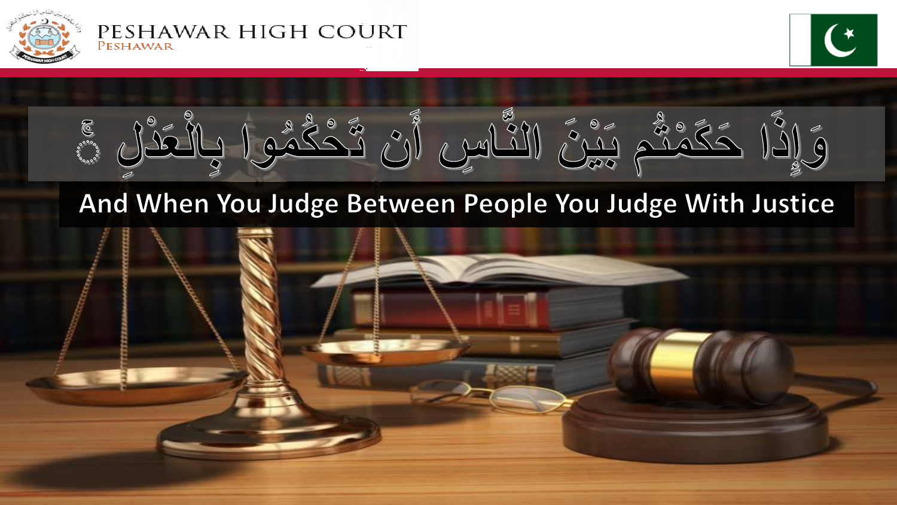# PESHAWAR HIGH COURT

PESHAWAR

وَإِذَا حَكَمْتُم بَيْنَ النَّاسِ أَن تَحْكُمُوا بِالْعَدْلِ ۚ

And When You Judge Between People You Judge With Justice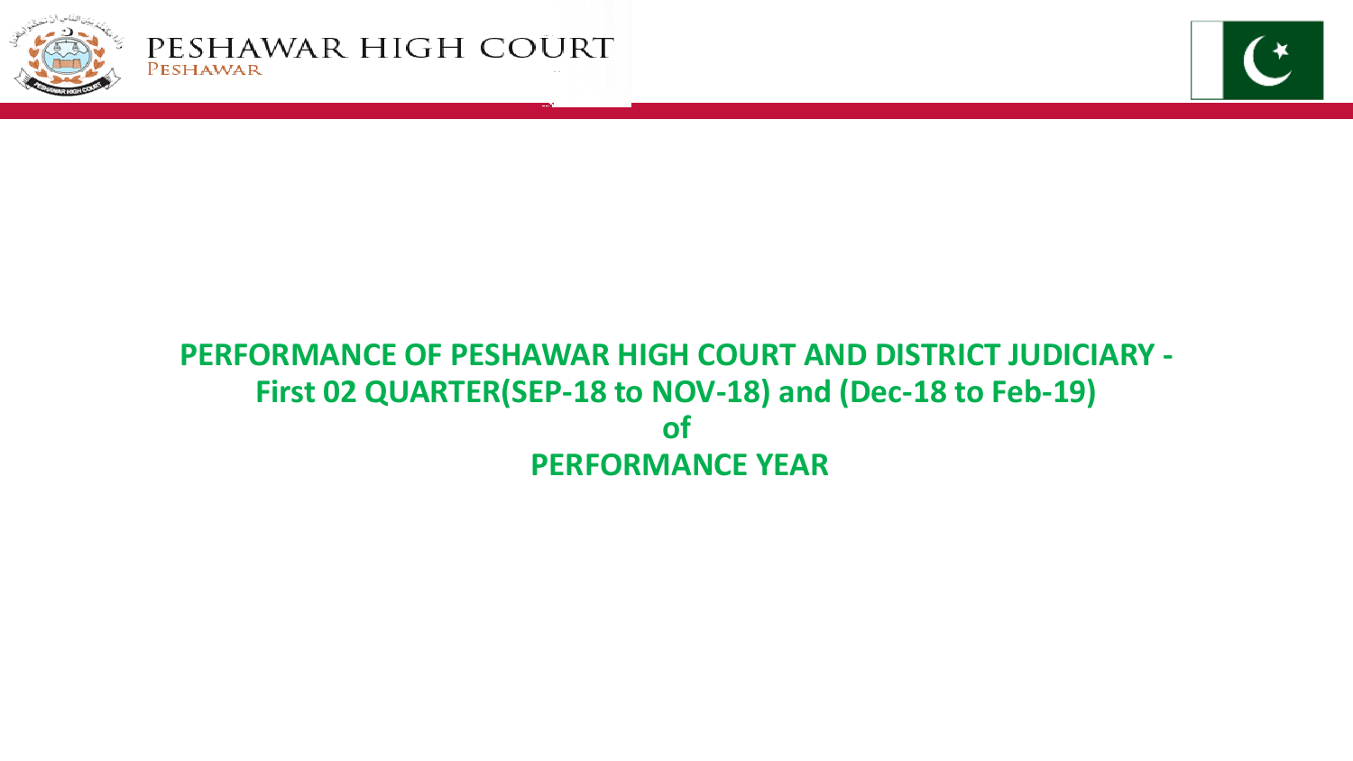# PERFORMANCE OF PESHAWAR HIGH COURT AND DISTRICT JUDICIARY - First 02 QUARTER(SEP-18 to NOV-18) and (Dec-18 to Feb-19) of PERFORMANCE YEAR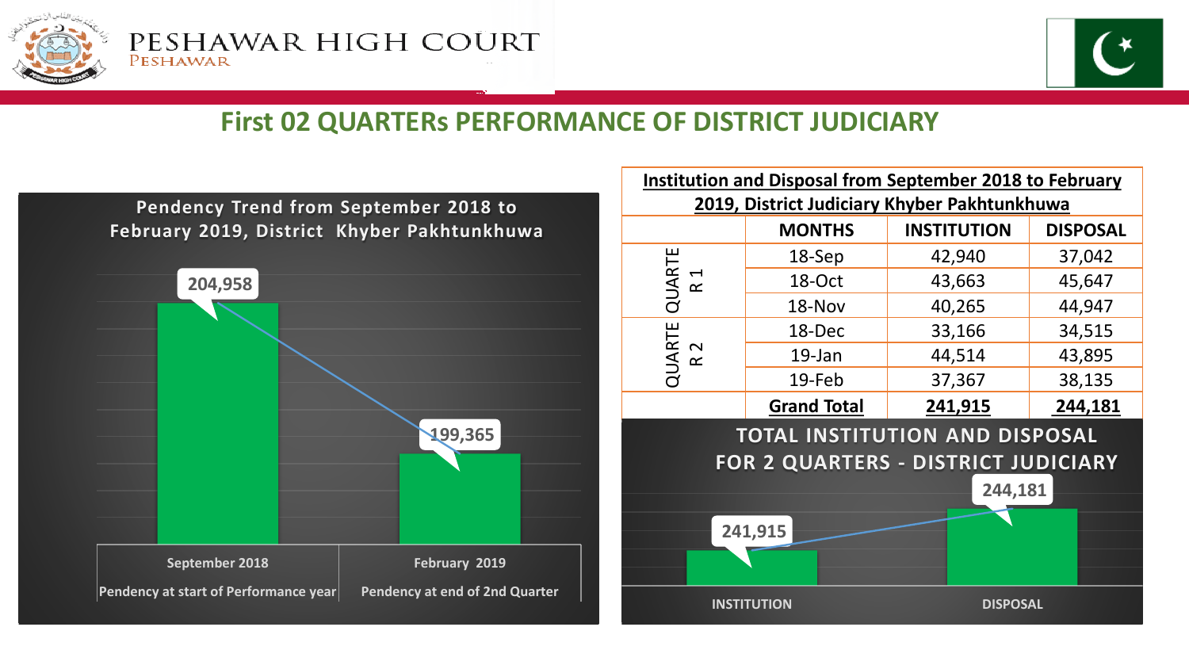PESHAWAR HIGH COURT
PESHAWAR

# First 02 QUARTERs PERFORMANCE OF DISTRICT JUDICIARY

**Pendency Trend from September 2018 to February 2019, District Khyber Pakhtunkhuwa**

| | Pendency |
|---|---|
| September 2018 — Pendency at start of Performance year | 204,958 |
| February 2019 — Pendency at end of 2nd Quarter | 199,365 |

**Institution and Disposal from September 2018 to February 2019, District Judiciary Khyber Pakhtunkhuwa**

| | MONTHS | INSTITUTION | DISPOSAL |
|---|---|---|---|
| QUARTER 1 | 18-Sep | 42,940 | 37,042 |
| | 18-Oct | 43,663 | 45,647 |
| | 18-Nov | 40,265 | 44,947 |
| QUARTER 2 | 18-Dec | 33,166 | 34,515 |
| | 19-Jan | 44,514 | 43,895 |
| | 19-Feb | 37,367 | 38,135 |
| | **Grand Total** | **241,915** | **244,181** |

**TOTAL INSTITUTION AND DISPOSAL FOR 2 QUARTERS - DISTRICT JUDICIARY**

| INSTITUTION | DISPOSAL |
|---|---|
| 241,915 | 244,181 |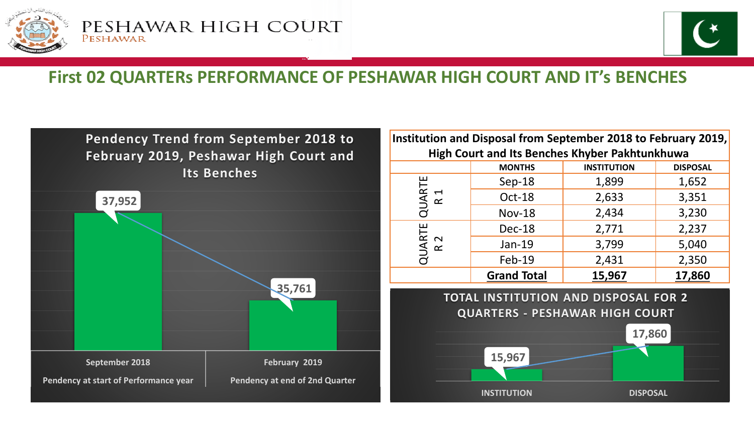## First 02 QUARTERs PERFORMANCE OF PESHAWAR HIGH COURT AND IT's BENCHES

### Pendency Trend from September 2018 to February 2019, Peshawar High Court and Its Benches

| | September 2018 | February 2019 |
|---|---|---|
| | Pendency at start of Performance year | Pendency at end of 2nd Quarter |
| Pendency | 37,952 | 35,761 |

### Institution and Disposal from September 2018 to February 2019, High Court and Its Benches Khyber Pakhtunkhuwa

| | MONTHS | INSTITUTION | DISPOSAL |
|---|---|---|---|
| QUARTER 1 | Sep-18 | 1,899 | 1,652 |
| | Oct-18 | 2,633 | 3,351 |
| | Nov-18 | 2,434 | 3,230 |
| QUARTER 2 | Dec-18 | 2,771 | 2,237 |
| | Jan-19 | 3,799 | 5,040 |
| | Feb-19 | 2,431 | 2,350 |
| | **Grand Total** | **15,967** | **17,860** |

### TOTAL INSTITUTION AND DISPOSAL FOR 2 QUARTERS - PESHAWAR HIGH COURT

| INSTITUTION | DISPOSAL |
|---|---|
| 15,967 | 17,860 |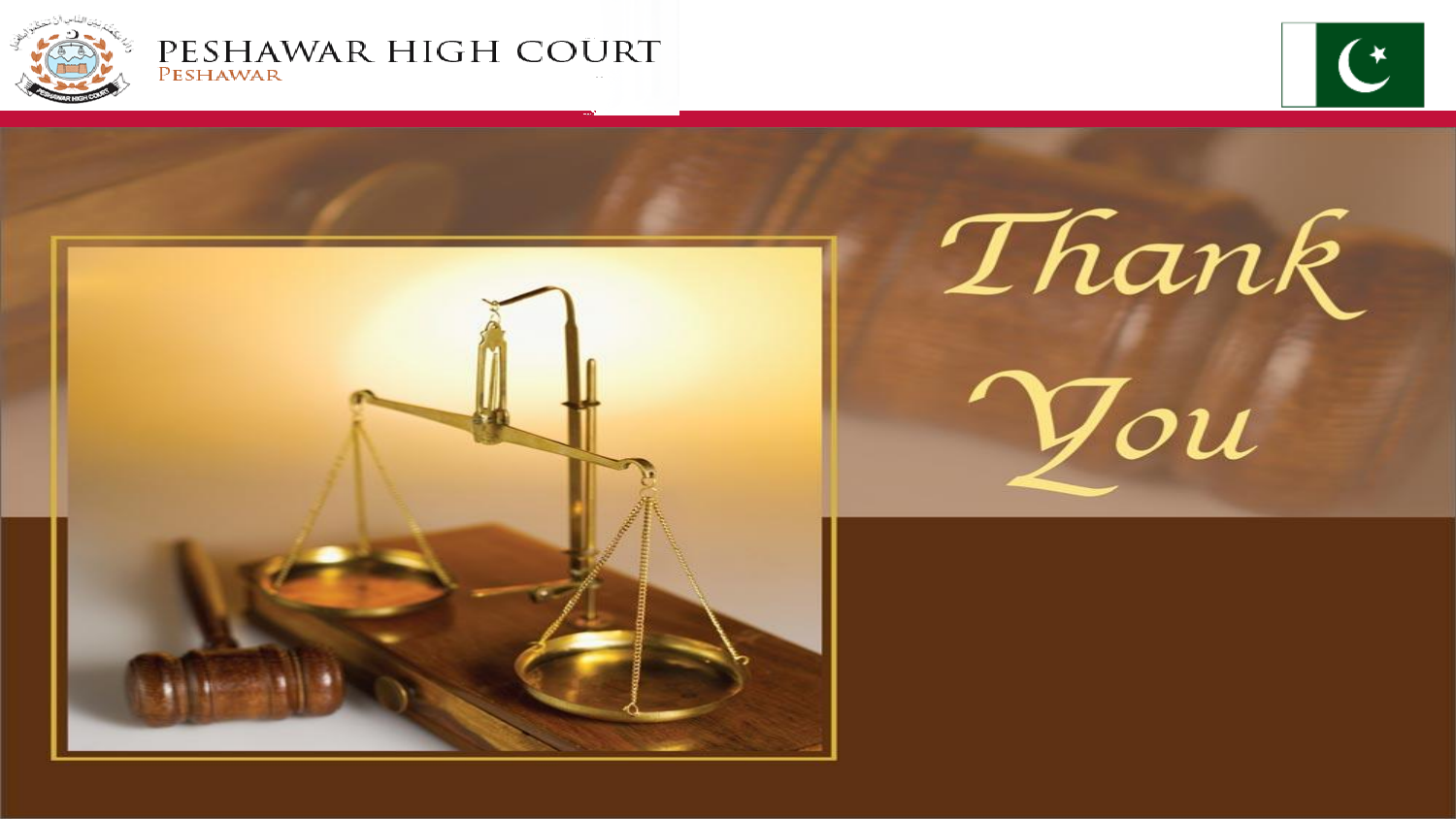# Thank You